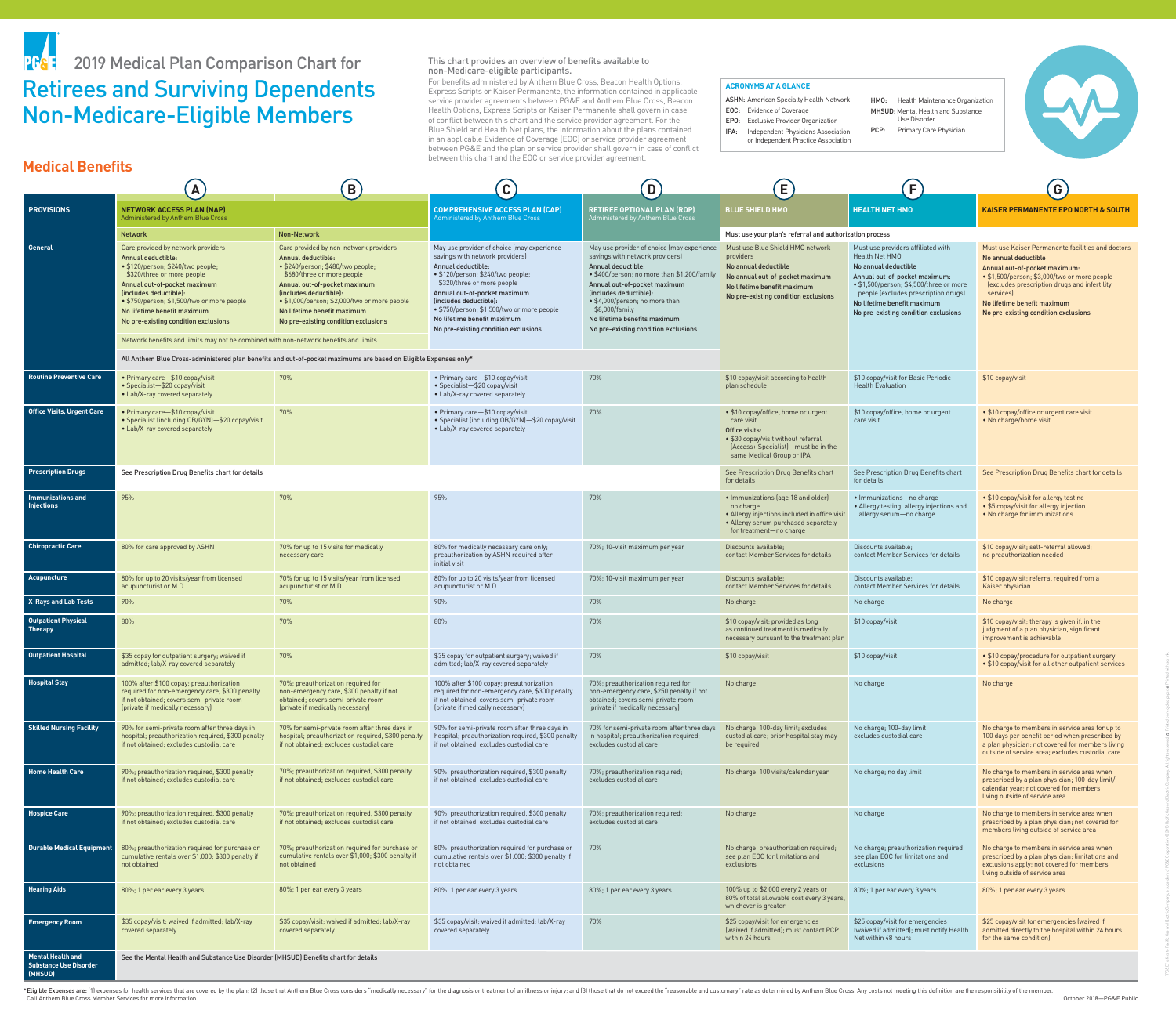# 2019 Medical Plan Comparison Chart for Retirees and Surviving Dependents Non-Medicare-Eligible Members

**This chart provides an overview of benefits available to non-Medicare-eligible participants.**

For benefits administered by Anthem Blue Cross, Beacon Health Options, Express Scripts or Kaiser Permanente, the information contained in applicable service provider agreements between PG&E and Anthem Blue Cross, Beacon Health Options, Express Scripts or Kaiser Permanente shall govern in case of conflict between this chart and the service provider agreement. For the Blue Shield and Health Net plans, the information about the plans contained in an applicable Evidence of Coverage (EOC) or service provider agreement between PG&E and the plan or service provider shall govern in case of conflict between this chart and the EOC or service provider agreement.

**ACRONYMS AT A GLANCE**

- **ASHN:** American Specialty Health Network
- **EOC:** Evidence of Coverage
- **EPO:** Exclusive Provider Organization
- **IPA:** Independent Physicians Association or Independent Practice Association
- **HMO:** Health Maintenance Organization
- **MHSUD:** Mental Health and Substance Use Disorder
- **PCP:** Primary Care Physician

## Medical Benefits

| PROVISIONS | (A) NETWORK ACCESS PLAN (NAP) Administered by Anthem Blue Cross — Network | (A) NAP — Non-Network | (B) COMPREHENSIVE ACCESS PLAN (CAP) Administered by Anthem Blue Cross | (C) RETIREE OPTIONAL PLAN (ROP) Administered by Anthem Blue Cross | (D) BLUE SHIELD HMO | (E) HEALTH NET HMO | (F) KAISER PERMANENTE EPO NORTH & SOUTH |
|---|---|---|---|---|---|---|---|
| | | | | | Must use your plan's referral and authorization process | | |
| **General** | Care provided by network providers<br>**Annual deductible:**<br>• $120/person; $240/two people; $320/three or more people<br>**Annual out-of-pocket maximum (includes deductible):**<br>• $750/person; $1,500/two or more people<br>**No lifetime benefit maximum**<br>**No pre-existing condition exclusions**<br>Network benefits and limits may not be combined with non-network benefits and limits<br>All Anthem Blue Cross-administered plan benefits and out-of-pocket maximums are based on Eligible Expenses only* | Care provided by non-network providers<br>**Annual deductible:**<br>• $240/person; $480/two people; $680/three or more people<br>**Annual out-of-pocket maximum (includes deductible):**<br>• $1,000/person; $2,000/two or more people<br>**No lifetime benefit maximum**<br>**No pre-existing condition exclusions** | May use provider of choice (may experience savings with network providers)<br>**Annual deductible:**<br>• $120/person; $240/two people; $320/three or more people<br>**Annual out-of-pocket maximum (includes deductible):**<br>• $750/person; $1,500/two or more people<br>**No lifetime benefit maximum**<br>**No pre-existing condition exclusions** | May use provider of choice (may experience savings with network providers)<br>**Annual deductible:**<br>• $400/person; no more than $1,200/family<br>**Annual out-of-pocket maximum (includes deductible):**<br>• $4,000/person; no more than $8,000/family<br>**No lifetime benefits maximum**<br>**No pre-existing condition exclusions** | Must use Blue Shield HMO network providers<br>**No annual deductible**<br>**No annual out-of-pocket maximum**<br>**No lifetime benefit maximum**<br>**No pre-existing condition exclusions** | Must use providers affiliated with Health Net HMO<br>**No annual deductible**<br>**Annual out-of-pocket maximum:**<br>• $1,500/person; $4,500/three or more people (excludes prescription drugs)<br>**No lifetime benefit maximum**<br>**No pre-existing condition exclusions** | Must use Kaiser Permanente facilities and doctors<br>**No annual deductible**<br>**Annual out-of-pocket maximum:**<br>• $1,500/person; $3,000/two or more people (excludes prescription drugs and infertility services)<br>**No lifetime benefit maximum**<br>**No pre-existing condition exclusions** |
| **Routine Preventive Care** | • Primary care—$10 copay/visit<br>• Specialist—$20 copay/visit<br>• Lab/X-ray covered separately | 70% | • Primary care—$10 copay/visit<br>• Specialist—$20 copay/visit<br>• Lab/X-ray covered separately | 70% | $10 copay/visit according to health plan schedule | $10 copay/visit for Basic Periodic Health Evaluation | $10 copay/visit |
| **Office Visits, Urgent Care** | • Primary care—$10 copay/visit<br>• Specialist (including OB/GYN)—$20 copay/visit<br>• Lab/X-ray covered separately | 70% | • Primary care—$10 copay/visit<br>• Specialist (including OB/GYN)—$20 copay/visit<br>• Lab/X-ray covered separately | 70% | • $10 copay/office, home or urgent care visit<br>**Office visits:**<br>• $30 copay/visit without referral (Access+ Specialist)—must be in the same Medical Group or IPA | $10 copay/office, home or urgent care visit | • $10 copay/office or urgent care visit<br>• No charge/home visit |
| **Prescription Drugs** | See Prescription Drug Benefits chart for details | | | | See Prescription Drug Benefits chart for details | See Prescription Drug Benefits chart for details | See Prescription Drug Benefits chart for details |
| **Immunizations and Injections** | 95% | 70% | 95% | 70% | • Immunizations (age 18 and older)—no charge<br>• Allergy injections included in office visit<br>• Allergy serum purchased separately for treatment—no charge | • Immunizations—no charge<br>• Allergy testing, allergy injections and allergy serum—no charge | • $10 copay/visit for allergy testing<br>• $5 copay/visit for allergy injection<br>• No charge for immunizations |
| **Chiropractic Care** | 80% for care approved by ASHN | 70% for up to 15 visits for medically necessary care | 80% for medically necessary care only; preauthorization by ASHN required after initial visit | 70%; 10-visit maximum per year | Discounts available; contact Member Services for details | Discounts available; contact Member Services for details | $10 copay/visit; self-referral allowed; no preauthorization needed |
| **Acupuncture** | 80% for up to 20 visits/year from licensed acupuncturist or M.D. | 70% for up to 15 visits/year from licensed acupuncturist or M.D. | 80% for up to 20 visits/year from licensed acupuncturist or M.D. | 70%; 10-visit maximum per year | Discounts available; contact Member Services for details | Discounts available; contact Member Services for details | $10 copay/visit; referral required from a Kaiser physician |
| **X-Rays and Lab Tests** | 90% | 70% | 90% | 70% | No charge | No charge | No charge |
| **Outpatient Physical Therapy** | 80% | 70% | 80% | 70% | $10 copay/visit; provided as long as continued treatment is medically necessary pursuant to the treatment plan | $10 copay/visit | $10 copay/visit; therapy is given if, in the judgment of a plan physician, significant improvement is achievable |
| **Outpatient Hospital** | $35 copay for outpatient surgery; waived if admitted; lab/X-ray covered separately | 70% | $35 copay for outpatient surgery; waived if admitted; lab/X-ray covered separately | 70% | $10 copay/visit | $10 copay/visit | • $10 copay/procedure for outpatient surgery<br>• $10 copay/visit for all other outpatient services |
| **Hospital Stay** | 100% after $100 copay; preauthorization required for non-emergency care, $300 penalty if not obtained; covers semi-private room (private if medically necessary) | 70%; preauthorization required for non-emergency care, $300 penalty if not obtained; covers semi-private room (private if medically necessary) | 100% after $100 copay; preauthorization required for non-emergency care, $300 penalty if not obtained; covers semi-private room (private if medically necessary) | 70%; preauthorization required for non-emergency care, $250 penalty if not obtained; covers semi-private room (private if medically necessary) | No charge | No charge | No charge |
| **Skilled Nursing Facility** | 90% for semi-private room after three days in hospital; preauthorization required, $300 penalty if not obtained; excludes custodial care | 70% for semi-private room after three days in hospital; preauthorization required, $300 penalty if not obtained; excludes custodial care | 90% for semi-private room after three days in hospital; preauthorization required, $300 penalty if not obtained; excludes custodial care | 70% for semi-private room after three days in hospital; preauthorization required; excludes custodial care | No charge; 100-day limit; excludes custodial care; prior hospital stay may be required | No charge; 100-day limit; excludes custodial care | No charge to members in service area for up to 100 days per benefit period when prescribed by a plan physician; not covered for members living outside of service area; excludes custodial care |
| **Home Health Care** | 90%; preauthorization required, $300 penalty if not obtained; excludes custodial care | 70%; preauthorization required, $300 penalty if not obtained; excludes custodial care | 90%; preauthorization required, $300 penalty if not obtained; excludes custodial care | 70%; preauthorization required; excludes custodial care | No charge; 100 visits/calendar year | No charge; no day limit | No charge to members in service area when prescribed by a plan physician; 100-day limit/calendar year; not covered for members living outside of service area |
| **Hospice Care** | 90%; preauthorization required, $300 penalty if not obtained; excludes custodial care | 70%; preauthorization required, $300 penalty if not obtained; excludes custodial care | 90%; preauthorization required, $300 penalty if not obtained; excludes custodial care | 70%; preauthorization required; excludes custodial care | No charge | No charge | No charge to members in service area when prescribed by a plan physician; not covered for members living outside of service area |
| **Durable Medical Equipment** | 80%; preauthorization required for purchase or cumulative rentals over $1,000; $300 penalty if not obtained | 70%; preauthorization required for purchase or cumulative rentals over $1,000; $300 penalty if not obtained | 80%; preauthorization required for purchase or cumulative rentals over $1,000; $300 penalty if not obtained | 70% | No charge; preauthorization required; see plan EOC for limitations and exclusions | No charge; preauthorization required; see plan EOC for limitations and exclusions | No charge to members in service area when prescribed by a plan physician; limitations and exclusions apply; not covered for members living outside of service area |
| **Hearing Aids** | 80%; 1 per ear every 3 years | 80%; 1 per ear every 3 years | 80%; 1 per ear every 3 years | 80%; 1 per ear every 3 years | 100% up to $2,000 every 2 years or 80% of total allowable cost every 3 years, whichever is greater | 80%; 1 per ear every 3 years | 80%; 1 per ear every 3 years |
| **Emergency Room** | $35 copay/visit; waived if admitted; lab/X-ray covered separately | $35 copay/visit; waived if admitted; lab/X-ray covered separately | $35 copay/visit; waived if admitted; lab/X-ray covered separately | 70% | $25 copay/visit for emergencies (waived if admitted); must contact PCP within 24 hours | $25 copay/visit for emergencies (waived if admitted); must notify Health Net within 48 hours | $25 copay/visit for emergencies (waived if admitted directly to the hospital within 24 hours for the same condition) |
| **Mental Health and Substance Use Disorder (MHSUD)** | See the Mental Health and Substance Use Disorder (MHSUD) Benefits chart for details | | | | | | |

*Eligible Expenses are: (1) expenses for health services that are covered by the plan; (2) those that Anthem Blue Cross considers "medically necessary" for the diagnosis or treatment of an illness or injury; and (3) those that do not exceed the "reasonable and customary" rate as determined by Anthem Blue Cross. Any costs not meeting this definition are the responsibility of the member. Call Anthem Blue Cross Member Services for more information.

October 2018—PG&E Public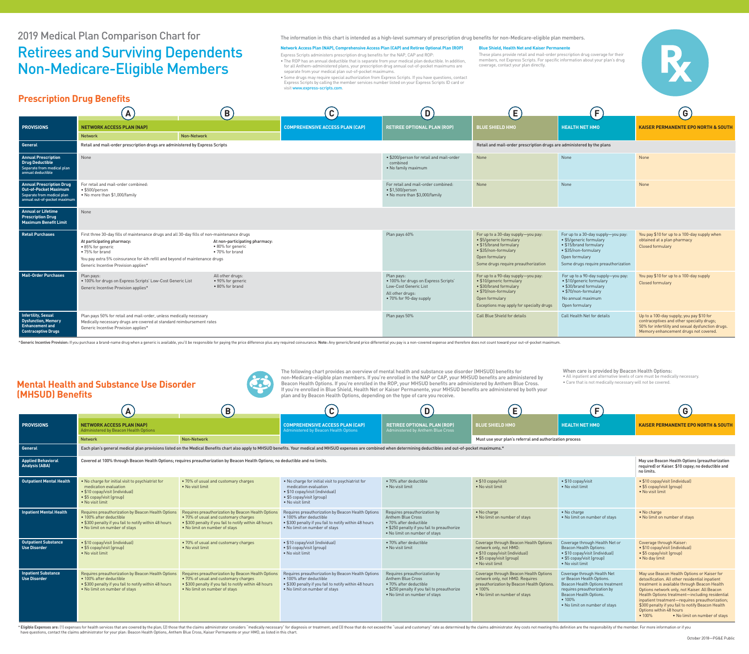# 2019 Medical Plan Comparison Chart for Retirees and Surviving Dependents Non-Medicare-Eligible Members

The information in this chart is intended as a high-level summary of prescription drug benefits for non-Medicare-eligible plan members.

**Network Access Plan (NAP), Comprehensive Access Plan (CAP) and Retiree Optional Plan (ROP)**

Express Scripts administers prescription drug benefits for the NAP, CAP and ROP:

- The ROP has an annual deductible that is separate from your medical plan deductible. In addition, for all Anthem-administered plans, your prescription drug annual out-of-pocket maximums are separate from your medical plan out-of-pocket maximums.
- Some drugs may require special authorization from Express Scripts. If you have questions, contact Express Scripts by calling the member services number listed on your Express Scripts ID card or visit www.express-scripts.com.

**Blue Shield, Health Net and Kaiser Permanente**

These plans provide retail and mail-order prescription drug coverage for their members, not Express Scripts. For specific information about your plan's drug coverage, contact your plan directly.

## Prescription Drug Benefits

| PROVISIONS | (A) NETWORK ACCESS PLAN (NAP) — Network | (B) NETWORK ACCESS PLAN (NAP) — Non-Network | (C) COMPREHENSIVE ACCESS PLAN (CAP) | (D) RETIREE OPTIONAL PLAN (ROP) | (E) BLUE SHIELD HMO | (F) HEALTH NET HMO | (G) KAISER PERMANENTE EPO NORTH & SOUTH |
|---|---|---|---|---|---|---|---|
| **General** | Retail and mail-order prescription drugs are administered by Express Scripts | | | | Retail and mail-order prescription drugs are administered by the plans | | |
| **Annual Prescription Drug Deductible** Separate from medical plan annual deductible | None | | | • $200/person for retail and mail-order combined<br>• No family maximum | None | None | None |
| **Annual Prescription Drug Out-of-Pocket Maximum** Separate from medical plan annual out-of-pocket maximum | For retail and mail-order combined:<br>• $500/person<br>• No more than $1,000/family | | | For retail and mail-order combined:<br>• $1,500/person<br>• No more than $3,000/family | None | None | None |
| **Annual or Lifetime Prescription Drug Maximum Benefit Limit** | None | | | | | | |
| **Retail Purchases** | First three 30-day fills of maintenance drugs and all 30-day fills of non-maintenance drugs<br>At participating pharmacy:<br>• 85% for generic<br>• 75% for brand<br>You pay extra 5% coinsurance for 4th refill and beyond of maintenance drugs<br>Generic Incentive Provision applies* | At non-participating pharmacy:<br>• 80% for generic<br>• 70% for brand | | Plan pays 60% | For up to a 30-day supply—you pay:<br>• $5/generic formulary<br>• $15/brand formulary<br>• $35/non-formulary<br>Open formulary<br>Some drugs require preauthorization | For up to a 30-day supply—you pay:<br>• $5/generic formulary<br>• $15/brand formulary<br>• $35/non-formulary<br>Open formulary<br>Some drugs require preauthorization | You pay $10 for up to a 100-day supply when obtained at a plan pharmacy<br>Closed formulary |
| **Mail-Order Purchases** | Plan pays:<br>• 100% for drugs on Express Scripts' Low-Cost Generic List<br>Generic Incentive Provision applies* | All other drugs:<br>• 90% for generic<br>• 80% for brand | | Plan pays:<br>• 100% for drugs on Express Scripts' Low-Cost Generic List<br>All other drugs:<br>• 70% for 90-day supply | For up to a 90-day supply—you pay:<br>• $10/generic formulary<br>• $30/brand formulary<br>• $70/non-formulary<br>Open formulary<br>Exceptions may apply for specialty drugs | For up to a 90-day supply—you pay:<br>• $10/generic formulary<br>• $30/brand formulary<br>• $70/non-formulary<br>No annual maximum<br>Open formulary | You pay $10 for up to a 100-day supply<br>Closed formulary |
| **Infertility, Sexual Dysfunction, Memory Enhancement and Contraceptive Drugs** | Plan pays 50% for retail and mail-order, unless medically necessary<br>Medically necessary drugs are covered at standard reimbursement rates<br>Generic Incentive Provision applies* | | | Plan pays 50% | Call Blue Shield for details | Call Health Net for details | Up to a 100-day supply; you pay $10 for contraceptives and other specialty drugs; 50% for infertility and sexual dysfunction drugs. Memory enhancement drugs not covered. |

*Generic Incentive Provision: If you purchase a brand-name drug when a generic is available, you'll be responsible for paying the price difference plus any required coinsurance. **Note:** Any generic/brand price differential you pay is a non-covered expense and therefore does not count toward your out-of-pocket maximum.

## Mental Health and Substance Use Disorder (MHSUD) Benefits

The following chart provides an overview of mental health and substance use disorder (MHSUD) benefits for non-Medicare-eligible plan members. If you're enrolled in the NAP or CAP, your MHSUD benefits are administered by Beacon Health Options. If you're enrolled in the ROP, your MHSUD benefits are administered by Anthem Blue Cross. If you're enrolled in Blue Shield, Health Net or Kaiser Permanente, your MHSUD benefits are administered by both your plan and by Beacon Health Options, depending on the type of care you receive.

When care is provided by Beacon Health Options:

- All inpatient and alternative levels of care must be medically necessary.
- Care that is not medically necessary will not be covered.

| PROVISIONS | (A) NETWORK ACCESS PLAN (NAP) Administered by Beacon Health Options — Network | (B) NETWORK ACCESS PLAN (NAP) — Non-Network | (C) COMPREHENSIVE ACCESS PLAN (CAP) Administered by Beacon Health Options | (D) RETIREE OPTIONAL PLAN (ROP) Administered by Anthem Blue Cross | (E) BLUE SHIELD HMO | (F) HEALTH NET HMO | (G) KAISER PERMANENTE EPO NORTH & SOUTH |
|---|---|---|---|---|---|---|---|
| | | | | | Must use your plan's referral and authorization process | | |
| **General** | Each plan's general medical plan provisions listed on the Medical Benefits chart also apply to MHSUD benefits. Your medical and MHSUD expenses are combined when determining deductibles and out-of-pocket maximums.* | | | | | | |
| **Applied Behavioral Analysis (ABA)** | Covered at 100% through Beacon Health Options; requires preauthorization by Beacon Health Options; no deductible and no limits. | | | | | | May use Beacon Health Options (preauthorization required) or Kaiser. $10 copay; no deductible and no limits. |
| **Outpatient Mental Health** | • No charge for initial visit to psychiatrist for medication evaluation<br>• $10 copay/visit (individual)<br>• $5 copay/visit (group)<br>• No visit limit | • 70% of usual and customary charges<br>• No visit limit | • No charge for initial visit to psychiatrist for medication evaluation<br>• $10 copay/visit (individual)<br>• $5 copay/visit (group)<br>• No visit limit | • 70% after deductible<br>• No visit limit | • $10 copay/visit<br>• No visit limit | • $10 copay/visit<br>• No visit limit | • $10 copay/visit (individual)<br>• $5 copay/visit (group)<br>• No visit limit |
| **Inpatient Mental Health** | Requires preauthorization by Beacon Health Options<br>• 100% after deductible<br>• $300 penalty if you fail to notify within 48 hours<br>• No limit on number of stays | Requires preauthorization by Beacon Health Options<br>• 70% of usual and customary charges<br>• $300 penalty if you fail to notify within 48 hours<br>• No limit on number of stays | Requires preauthorization by Beacon Health Options<br>• 100% after deductible<br>• $300 penalty if you fail to notify within 48 hours<br>• No limit on number of stays | Requires preauthorization by Anthem Blue Cross<br>• 70% after deductible<br>• $250 penalty if you fail to preauthorize<br>• No limit on number of stays | • No charge<br>• No limit on number of stays | • No charge<br>• No limit on number of stays | • No charge<br>• No limit on number of stays |
| **Outpatient Substance Use Disorder** | • $10 copay/visit (individual)<br>• $5 copay/visit (group)<br>• No visit limit | • 70% of usual and customary charges<br>• No visit limit | • $10 copay/visit (individual)<br>• $5 copay/visit (group)<br>• No visit limit | • 70% after deductible<br>• No visit limit | Coverage through Beacon Health Options network only, not HMO:<br>• $10 copay/visit (individual)<br>• $5 copay/visit (group)<br>• No visit limit | Coverage through Health Net or Beacon Health Options:<br>• $10 copay/visit (individual)<br>• $5 copay/visit (group)<br>• No visit limit | Coverage through Kaiser:<br>• $10 copay/visit (individual)<br>• $5 copay/visit (group)<br>• No day limit |
| **Inpatient Substance Use Disorder** | Requires preauthorization by Beacon Health Options<br>• 100% after deductible<br>• $300 penalty if you fail to notify within 48 hours<br>• No limit on number of stays | Requires preauthorization by Beacon Health Options<br>• 70% of usual and customary charges<br>• $300 penalty if you fail to notify within 48 hours<br>• No limit on number of stays | Requires preauthorization by Beacon Health Options<br>• 100% after deductible<br>• $300 penalty if you fail to notify within 48 hours<br>• No limit on number of stays | Requires preauthorization by Anthem Blue Cross<br>• 70% after deductible<br>• $250 penalty if you fail to preauthorize<br>• No limit on number of stays | Coverage through Beacon Health Options network only, not HMO. Requires preauthorization by Beacon Health Options.<br>• 100%<br>• No limit on number of stays | Coverage through Health Net or Beacon Health Options. Beacon Health Options treatment requires preauthorization by Beacon Health Options.<br>• 100%<br>• No limit on number of stays | May use Beacon Health Options or Kaiser for detoxification. All other residential inpatient treatment is available through Beacon Health Options network only, not Kaiser. All Beacon Health Options treatment—including residential inpatient treatment—requires preauthorization; $300 penalty if you fail to notify Beacon Health Options within 48 hours<br>• 100%<br>• No limit on number of stays |

* **Eligible Expenses are:** (1) expenses for health services that are covered by the plan; (2) those that the claims administrator considers "medically necessary" for diagnosis or treatment; and (3) those that do not exceed the "usual and customary" rate as determined by the claims administrator. Any costs not meeting this definition are the responsibility of the member. For more information or if you have questions, contact the claims administrator for your plan: Beacon Health Options, Anthem Blue Cross, Kaiser Permanente or your HMO, as listed in this chart.

October 2018—PG&E Public